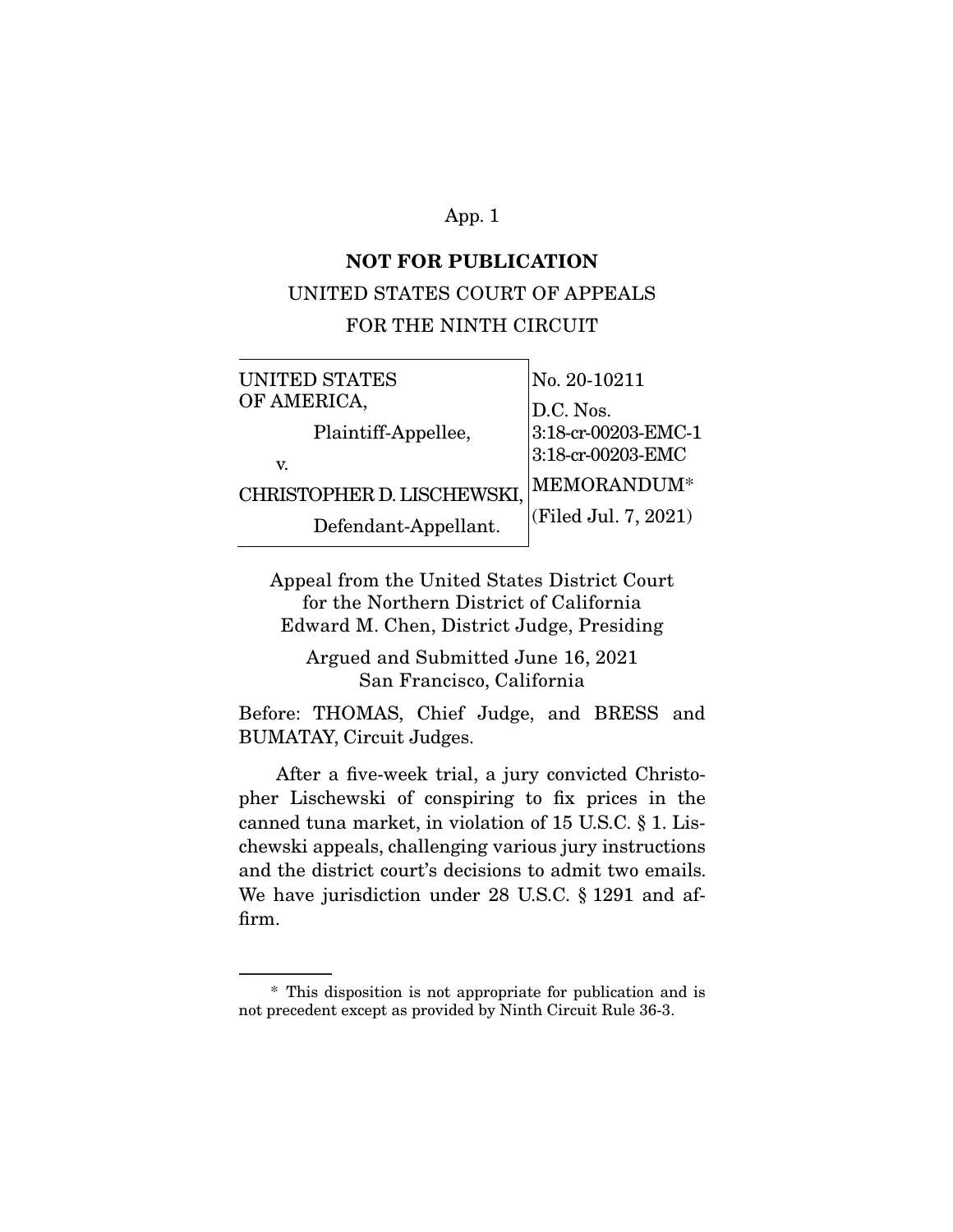**NOT FOR PUBLICATION**

UNITED STATES COURT OF APPEALS
FOR THE NINTH CIRCUIT

| | |
|---|---|
| UNITED STATES OF AMERICA, Plaintiff-Appellee, v. CHRISTOPHER D. LISCHEWSKI, Defendant-Appellant. | No. 20-10211 D.C. Nos. 3:18-cr-00203-EMC-1 3:18-cr-00203-EMC MEMORANDUM* (Filed Jul. 7, 2021) |

Appeal from the United States District Court
for the Northern District of California
Edward M. Chen, District Judge, Presiding

Argued and Submitted June 16, 2021
San Francisco, California

Before: THOMAS, Chief Judge, and BRESS and BUMATAY, Circuit Judges.

After a five-week trial, a jury convicted Christopher Lischewski of conspiring to fix prices in the canned tuna market, in violation of 15 U.S.C. § 1. Lischewski appeals, challenging various jury instructions and the district court's decisions to admit two emails. We have jurisdiction under 28 U.S.C. § 1291 and affirm.

---

* This disposition is not appropriate for publication and is not precedent except as provided by Ninth Circuit Rule 36-3.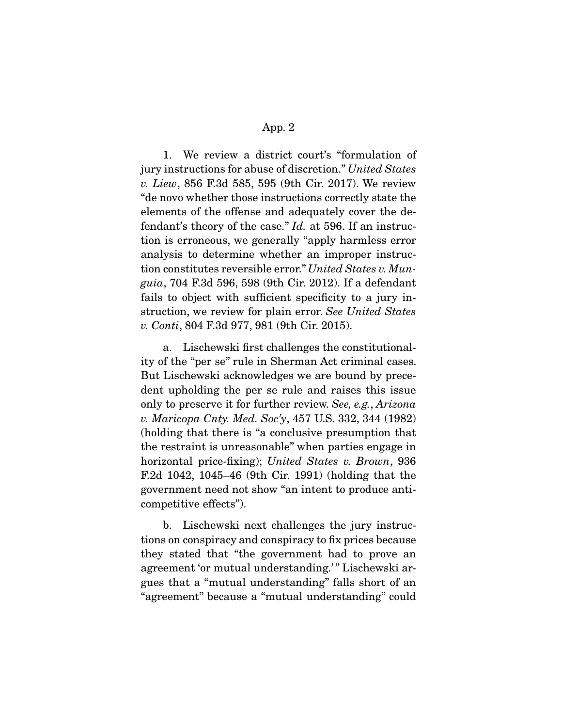1. We review a district court's "formulation of jury instructions for abuse of discretion." *United States v. Liew*, 856 F.3d 585, 595 (9th Cir. 2017). We review "de novo whether those instructions correctly state the elements of the offense and adequately cover the defendant's theory of the case." *Id.* at 596. If an instruction is erroneous, we generally "apply harmless error analysis to determine whether an improper instruction constitutes reversible error." *United States v. Munguia*, 704 F.3d 596, 598 (9th Cir. 2012). If a defendant fails to object with sufficient specificity to a jury instruction, we review for plain error. *See United States v. Conti*, 804 F.3d 977, 981 (9th Cir. 2015).

a. Lischewski first challenges the constitutionality of the "per se" rule in Sherman Act criminal cases. But Lischewski acknowledges we are bound by precedent upholding the per se rule and raises this issue only to preserve it for further review. *See, e.g.*, *Arizona v. Maricopa Cnty. Med. Soc'y*, 457 U.S. 332, 344 (1982) (holding that there is "a conclusive presumption that the restraint is unreasonable" when parties engage in horizontal price-fixing); *United States v. Brown*, 936 F.2d 1042, 1045–46 (9th Cir. 1991) (holding that the government need not show "an intent to produce anticompetitive effects").

b. Lischewski next challenges the jury instructions on conspiracy and conspiracy to fix prices because they stated that "the government had to prove an agreement 'or mutual understanding.'" Lischewski argues that a "mutual understanding" falls short of an "agreement" because a "mutual understanding" could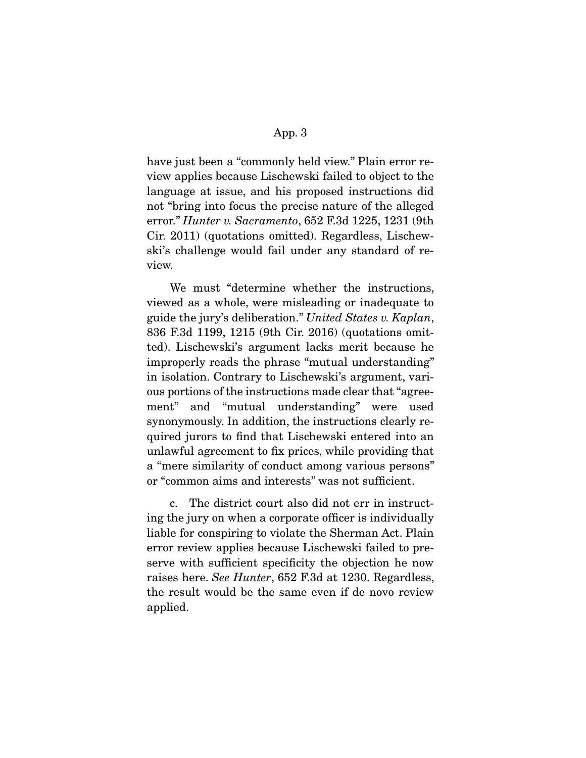have just been a "commonly held view." Plain error review applies because Lischewski failed to object to the language at issue, and his proposed instructions did not "bring into focus the precise nature of the alleged error." *Hunter v. Sacramento*, 652 F.3d 1225, 1231 (9th Cir. 2011) (quotations omitted). Regardless, Lischewski's challenge would fail under any standard of review.

We must "determine whether the instructions, viewed as a whole, were misleading or inadequate to guide the jury's deliberation." *United States v. Kaplan*, 836 F.3d 1199, 1215 (9th Cir. 2016) (quotations omitted). Lischewski's argument lacks merit because he improperly reads the phrase "mutual understanding" in isolation. Contrary to Lischewski's argument, various portions of the instructions made clear that "agreement" and "mutual understanding" were used synonymously. In addition, the instructions clearly required jurors to find that Lischewski entered into an unlawful agreement to fix prices, while providing that a "mere similarity of conduct among various persons" or "common aims and interests" was not sufficient.

c. The district court also did not err in instructing the jury on when a corporate officer is individually liable for conspiring to violate the Sherman Act. Plain error review applies because Lischewski failed to preserve with sufficient specificity the objection he now raises here. *See Hunter*, 652 F.3d at 1230. Regardless, the result would be the same even if de novo review applied.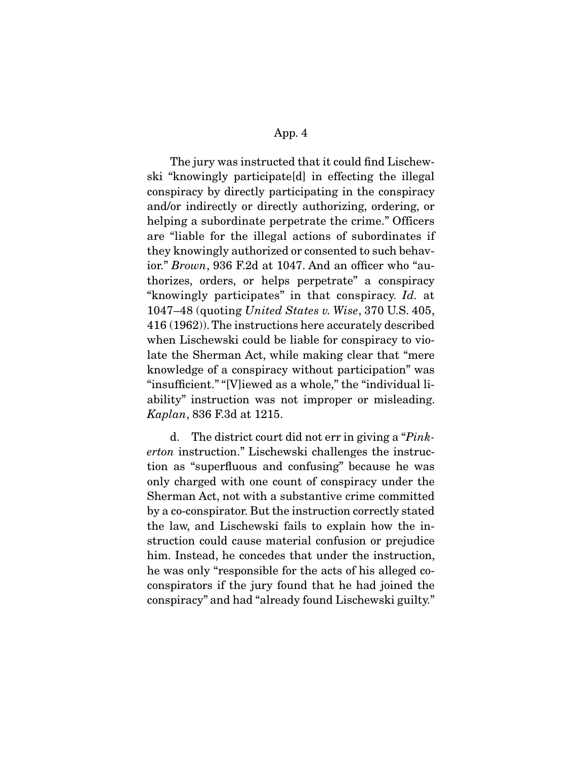The jury was instructed that it could find Lischewski "knowingly participate[d] in effecting the illegal conspiracy by directly participating in the conspiracy and/or indirectly or directly authorizing, ordering, or helping a subordinate perpetrate the crime." Officers are "liable for the illegal actions of subordinates if they knowingly authorized or consented to such behavior." *Brown*, 936 F.2d at 1047. And an officer who "authorizes, orders, or helps perpetrate" a conspiracy "knowingly participates" in that conspiracy. *Id.* at 1047–48 (quoting *United States v. Wise*, 370 U.S. 405, 416 (1962)). The instructions here accurately described when Lischewski could be liable for conspiracy to violate the Sherman Act, while making clear that "mere knowledge of a conspiracy without participation" was "insufficient." "[V]iewed as a whole," the "individual liability" instruction was not improper or misleading. *Kaplan*, 836 F.3d at 1215.

d. The district court did not err in giving a "*Pinkerton* instruction." Lischewski challenges the instruction as "superfluous and confusing" because he was only charged with one count of conspiracy under the Sherman Act, not with a substantive crime committed by a co-conspirator. But the instruction correctly stated the law, and Lischewski fails to explain how the instruction could cause material confusion or prejudice him. Instead, he concedes that under the instruction, he was only "responsible for the acts of his alleged co-conspirators if the jury found that he had joined the conspiracy" and had "already found Lischewski guilty."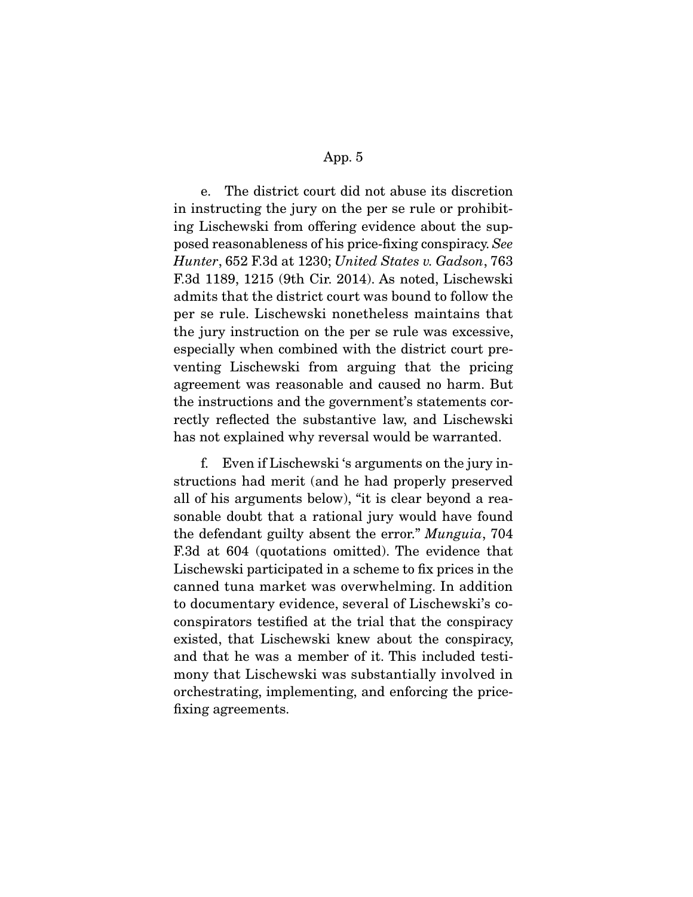e. The district court did not abuse its discretion in instructing the jury on the per se rule or prohibiting Lischewski from offering evidence about the supposed reasonableness of his price-fixing conspiracy. *See Hunter*, 652 F.3d at 1230; *United States v. Gadson*, 763 F.3d 1189, 1215 (9th Cir. 2014). As noted, Lischewski admits that the district court was bound to follow the per se rule. Lischewski nonetheless maintains that the jury instruction on the per se rule was excessive, especially when combined with the district court preventing Lischewski from arguing that the pricing agreement was reasonable and caused no harm. But the instructions and the government's statements correctly reflected the substantive law, and Lischewski has not explained why reversal would be warranted.

f. Even if Lischewski 's arguments on the jury instructions had merit (and he had properly preserved all of his arguments below), "it is clear beyond a reasonable doubt that a rational jury would have found the defendant guilty absent the error." *Munguia*, 704 F.3d at 604 (quotations omitted). The evidence that Lischewski participated in a scheme to fix prices in the canned tuna market was overwhelming. In addition to documentary evidence, several of Lischewski's co-conspirators testified at the trial that the conspiracy existed, that Lischewski knew about the conspiracy, and that he was a member of it. This included testimony that Lischewski was substantially involved in orchestrating, implementing, and enforcing the price-fixing agreements.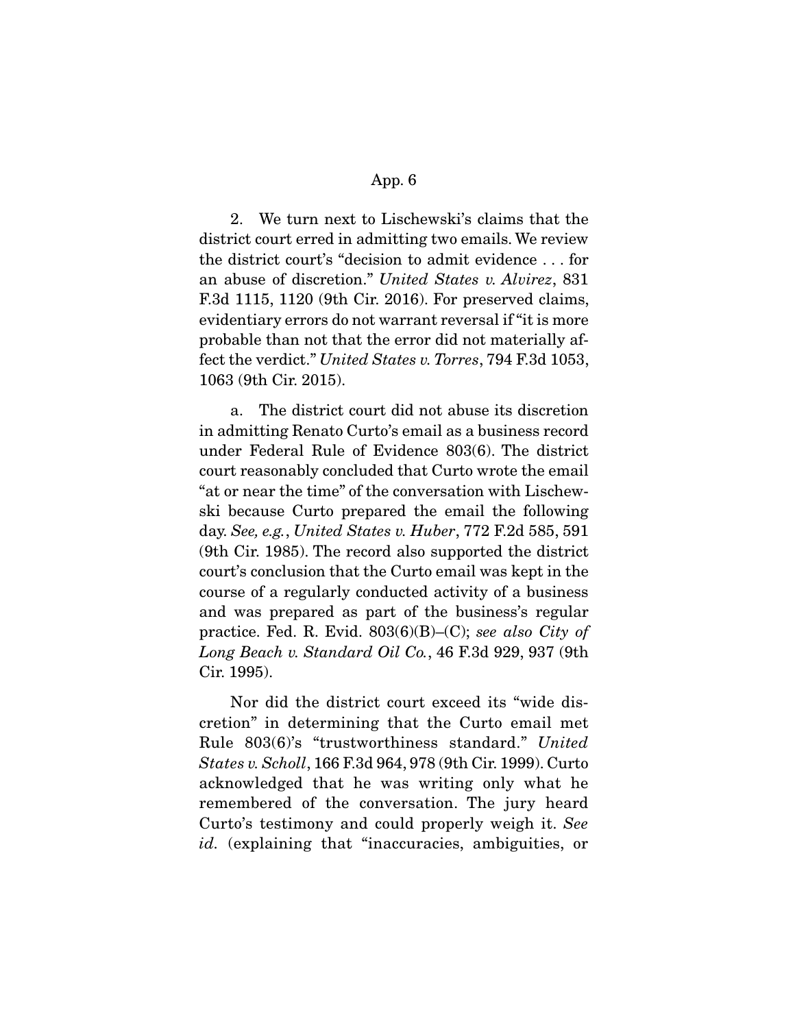2. We turn next to Lischewski's claims that the district court erred in admitting two emails. We review the district court's "decision to admit evidence . . . for an abuse of discretion." *United States v. Alvirez*, 831 F.3d 1115, 1120 (9th Cir. 2016). For preserved claims, evidentiary errors do not warrant reversal if "it is more probable than not that the error did not materially affect the verdict." *United States v. Torres*, 794 F.3d 1053, 1063 (9th Cir. 2015).

a. The district court did not abuse its discretion in admitting Renato Curto's email as a business record under Federal Rule of Evidence 803(6). The district court reasonably concluded that Curto wrote the email "at or near the time" of the conversation with Lischewski because Curto prepared the email the following day. *See, e.g.*, *United States v. Huber*, 772 F.2d 585, 591 (9th Cir. 1985). The record also supported the district court's conclusion that the Curto email was kept in the course of a regularly conducted activity of a business and was prepared as part of the business's regular practice. Fed. R. Evid. 803(6)(B)–(C); *see also City of Long Beach v. Standard Oil Co.*, 46 F.3d 929, 937 (9th Cir. 1995).

Nor did the district court exceed its "wide discretion" in determining that the Curto email met Rule 803(6)'s "trustworthiness standard." *United States v. Scholl*, 166 F.3d 964, 978 (9th Cir. 1999). Curto acknowledged that he was writing only what he remembered of the conversation. The jury heard Curto's testimony and could properly weigh it. *See id.* (explaining that "inaccuracies, ambiguities, or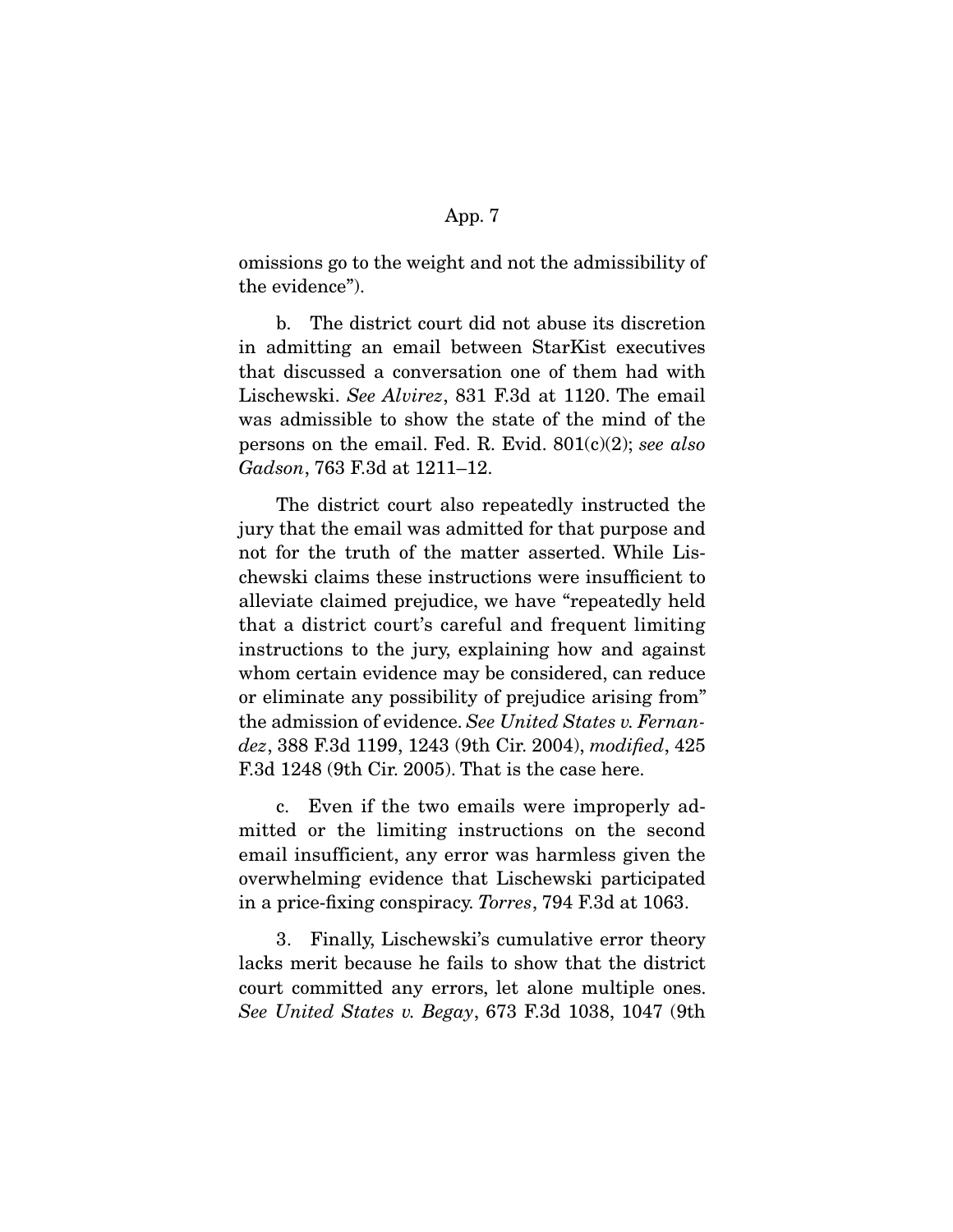omissions go to the weight and not the admissibility of the evidence").

b. The district court did not abuse its discretion in admitting an email between StarKist executives that discussed a conversation one of them had with Lischewski. *See Alvirez*, 831 F.3d at 1120. The email was admissible to show the state of the mind of the persons on the email. Fed. R. Evid. 801(c)(2); *see also Gadson*, 763 F.3d at 1211–12.

The district court also repeatedly instructed the jury that the email was admitted for that purpose and not for the truth of the matter asserted. While Lischewski claims these instructions were insufficient to alleviate claimed prejudice, we have "repeatedly held that a district court's careful and frequent limiting instructions to the jury, explaining how and against whom certain evidence may be considered, can reduce or eliminate any possibility of prejudice arising from" the admission of evidence. *See United States v. Fernandez*, 388 F.3d 1199, 1243 (9th Cir. 2004), *modified*, 425 F.3d 1248 (9th Cir. 2005). That is the case here.

c. Even if the two emails were improperly admitted or the limiting instructions on the second email insufficient, any error was harmless given the overwhelming evidence that Lischewski participated in a price-fixing conspiracy. *Torres*, 794 F.3d at 1063.

3. Finally, Lischewski's cumulative error theory lacks merit because he fails to show that the district court committed any errors, let alone multiple ones. *See United States v. Begay*, 673 F.3d 1038, 1047 (9th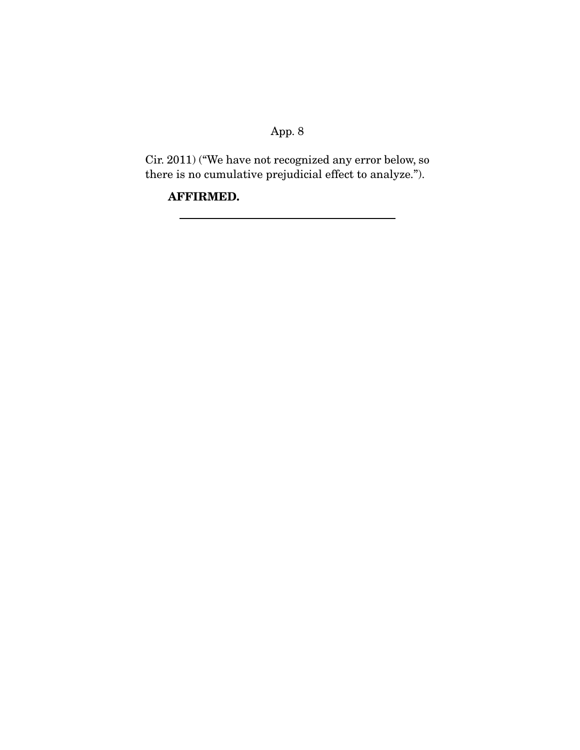Cir. 2011) ("We have not recognized any error below, so there is no cumulative prejudicial effect to analyze.").

**AFFIRMED.**

---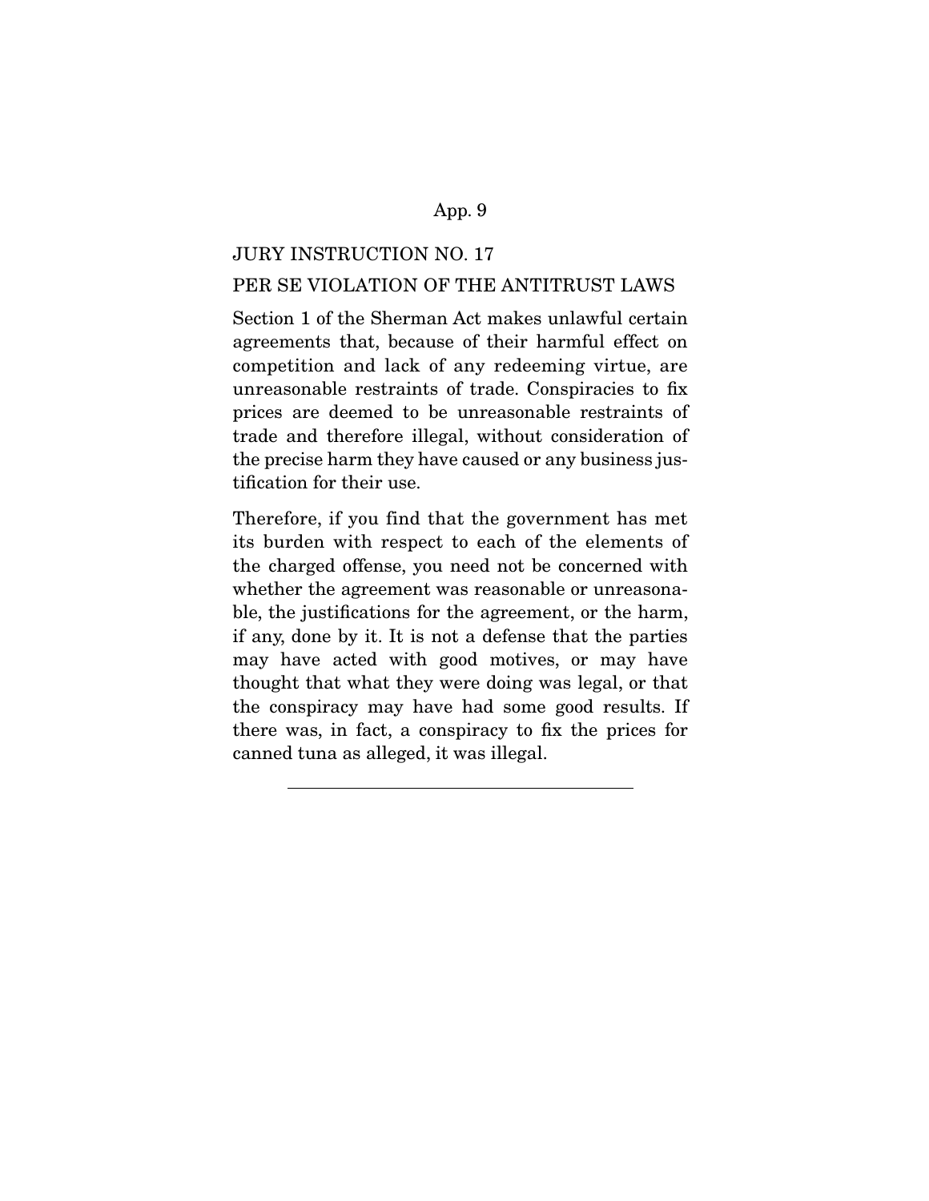## JURY INSTRUCTION NO. 17

## PER SE VIOLATION OF THE ANTITRUST LAWS

Section 1 of the Sherman Act makes unlawful certain agreements that, because of their harmful effect on competition and lack of any redeeming virtue, are unreasonable restraints of trade. Conspiracies to fix prices are deemed to be unreasonable restraints of trade and therefore illegal, without consideration of the precise harm they have caused or any business justification for their use.

Therefore, if you find that the government has met its burden with respect to each of the elements of the charged offense, you need not be concerned with whether the agreement was reasonable or unreasonable, the justifications for the agreement, or the harm, if any, done by it. It is not a defense that the parties may have acted with good motives, or may have thought that what they were doing was legal, or that the conspiracy may have had some good results. If there was, in fact, a conspiracy to fix the prices for canned tuna as alleged, it was illegal.

---